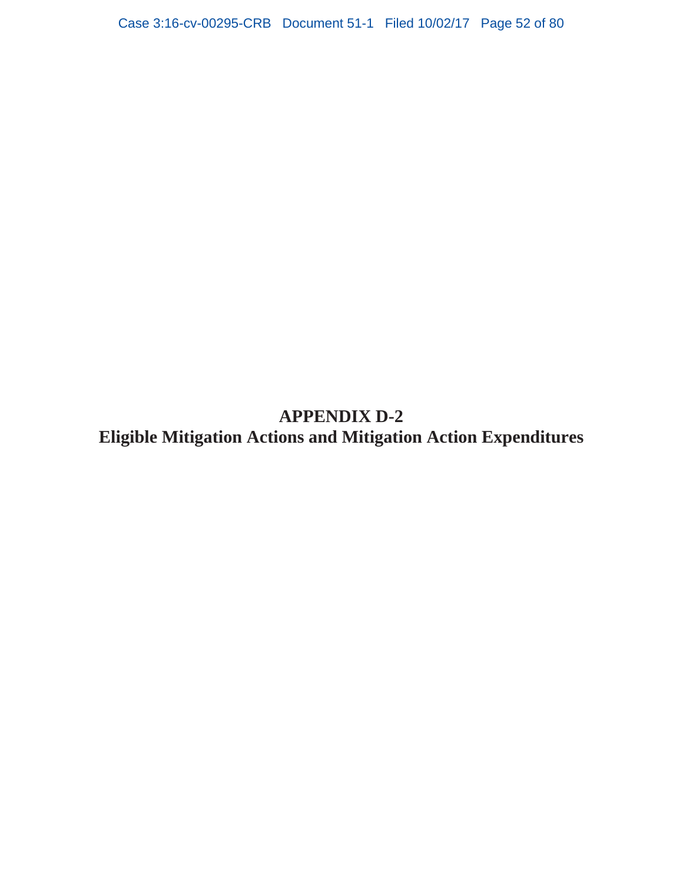# APPENDIX D-2
# Eligible Mitigation Actions and Mitigation Action Expenditures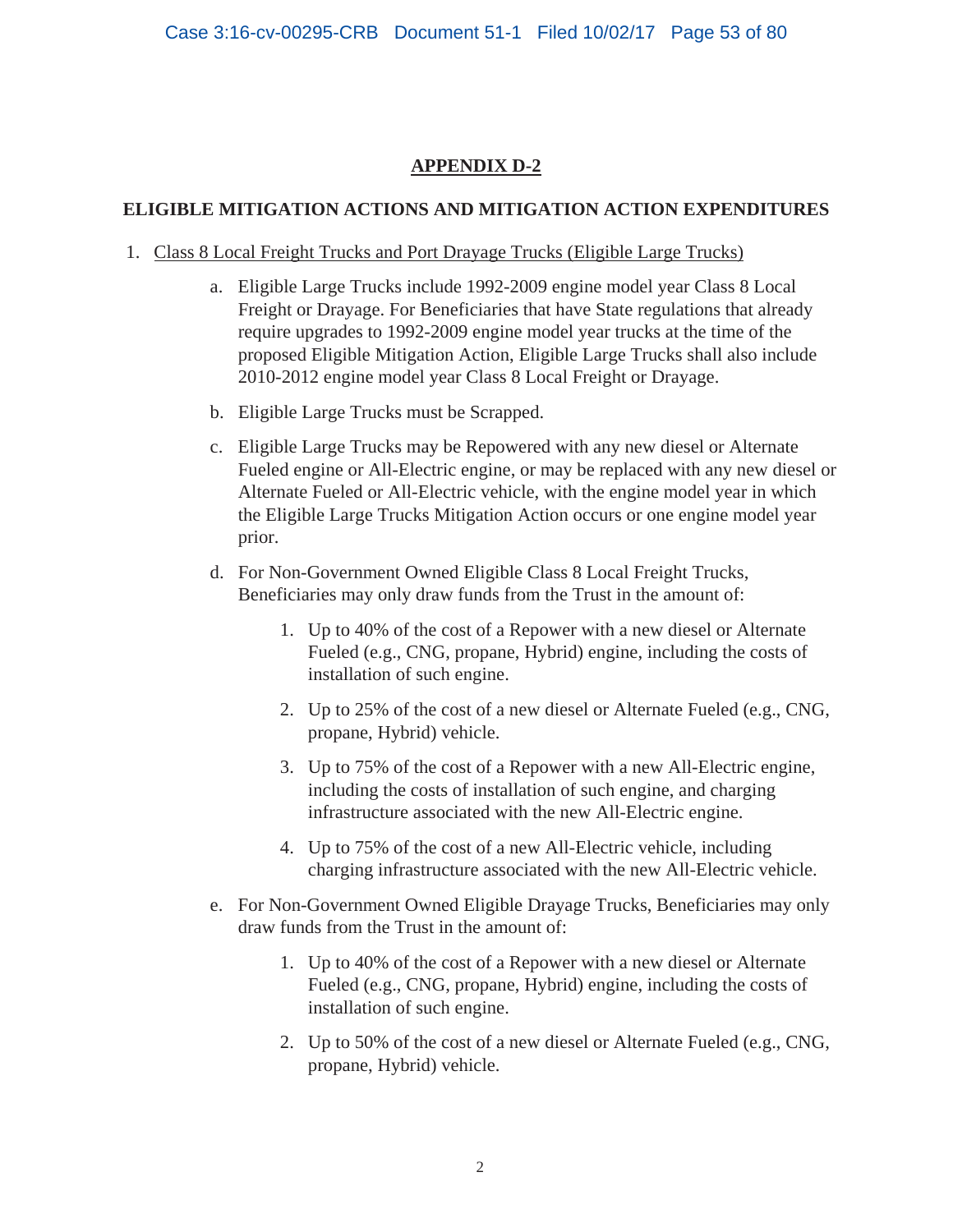## APPENDIX D-2

### ELIGIBLE MITIGATION ACTIONS AND MITIGATION ACTION EXPENDITURES

1. Class 8 Local Freight Trucks and Port Drayage Trucks (Eligible Large Trucks)

   a. Eligible Large Trucks include 1992-2009 engine model year Class 8 Local Freight or Drayage. For Beneficiaries that have State regulations that already require upgrades to 1992-2009 engine model year trucks at the time of the proposed Eligible Mitigation Action, Eligible Large Trucks shall also include 2010-2012 engine model year Class 8 Local Freight or Drayage.

   b. Eligible Large Trucks must be Scrapped.

   c. Eligible Large Trucks may be Repowered with any new diesel or Alternate Fueled engine or All-Electric engine, or may be replaced with any new diesel or Alternate Fueled or All-Electric vehicle, with the engine model year in which the Eligible Large Trucks Mitigation Action occurs or one engine model year prior.

   d. For Non-Government Owned Eligible Class 8 Local Freight Trucks, Beneficiaries may only draw funds from the Trust in the amount of:

      1. Up to 40% of the cost of a Repower with a new diesel or Alternate Fueled (e.g., CNG, propane, Hybrid) engine, including the costs of installation of such engine.

      2. Up to 25% of the cost of a new diesel or Alternate Fueled (e.g., CNG, propane, Hybrid) vehicle.

      3. Up to 75% of the cost of a Repower with a new All-Electric engine, including the costs of installation of such engine, and charging infrastructure associated with the new All-Electric engine.

      4. Up to 75% of the cost of a new All-Electric vehicle, including charging infrastructure associated with the new All-Electric vehicle.

   e. For Non-Government Owned Eligible Drayage Trucks, Beneficiaries may only draw funds from the Trust in the amount of:

      1. Up to 40% of the cost of a Repower with a new diesel or Alternate Fueled (e.g., CNG, propane, Hybrid) engine, including the costs of installation of such engine.

      2. Up to 50% of the cost of a new diesel or Alternate Fueled (e.g., CNG, propane, Hybrid) vehicle.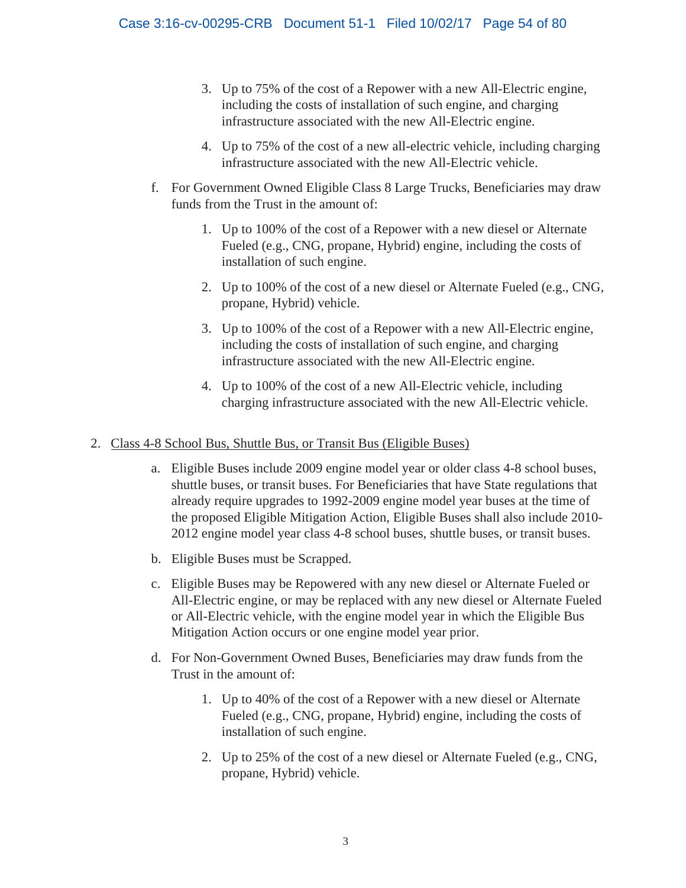3. Up to 75% of the cost of a Repower with a new All-Electric engine, including the costs of installation of such engine, and charging infrastructure associated with the new All-Electric engine.

4. Up to 75% of the cost of a new all-electric vehicle, including charging infrastructure associated with the new All-Electric vehicle.

f. For Government Owned Eligible Class 8 Large Trucks, Beneficiaries may draw funds from the Trust in the amount of:

1. Up to 100% of the cost of a Repower with a new diesel or Alternate Fueled (e.g., CNG, propane, Hybrid) engine, including the costs of installation of such engine.

2. Up to 100% of the cost of a new diesel or Alternate Fueled (e.g., CNG, propane, Hybrid) vehicle.

3. Up to 100% of the cost of a Repower with a new All-Electric engine, including the costs of installation of such engine, and charging infrastructure associated with the new All-Electric engine.

4. Up to 100% of the cost of a new All-Electric vehicle, including charging infrastructure associated with the new All-Electric vehicle.

2. Class 4-8 School Bus, Shuttle Bus, or Transit Bus (Eligible Buses)

a. Eligible Buses include 2009 engine model year or older class 4-8 school buses, shuttle buses, or transit buses. For Beneficiaries that have State regulations that already require upgrades to 1992-2009 engine model year buses at the time of the proposed Eligible Mitigation Action, Eligible Buses shall also include 2010-2012 engine model year class 4-8 school buses, shuttle buses, or transit buses.

b. Eligible Buses must be Scrapped.

c. Eligible Buses may be Repowered with any new diesel or Alternate Fueled or All-Electric engine, or may be replaced with any new diesel or Alternate Fueled or All-Electric vehicle, with the engine model year in which the Eligible Bus Mitigation Action occurs or one engine model year prior.

d. For Non-Government Owned Buses, Beneficiaries may draw funds from the Trust in the amount of:

1. Up to 40% of the cost of a Repower with a new diesel or Alternate Fueled (e.g., CNG, propane, Hybrid) engine, including the costs of installation of such engine.

2. Up to 25% of the cost of a new diesel or Alternate Fueled (e.g., CNG, propane, Hybrid) vehicle.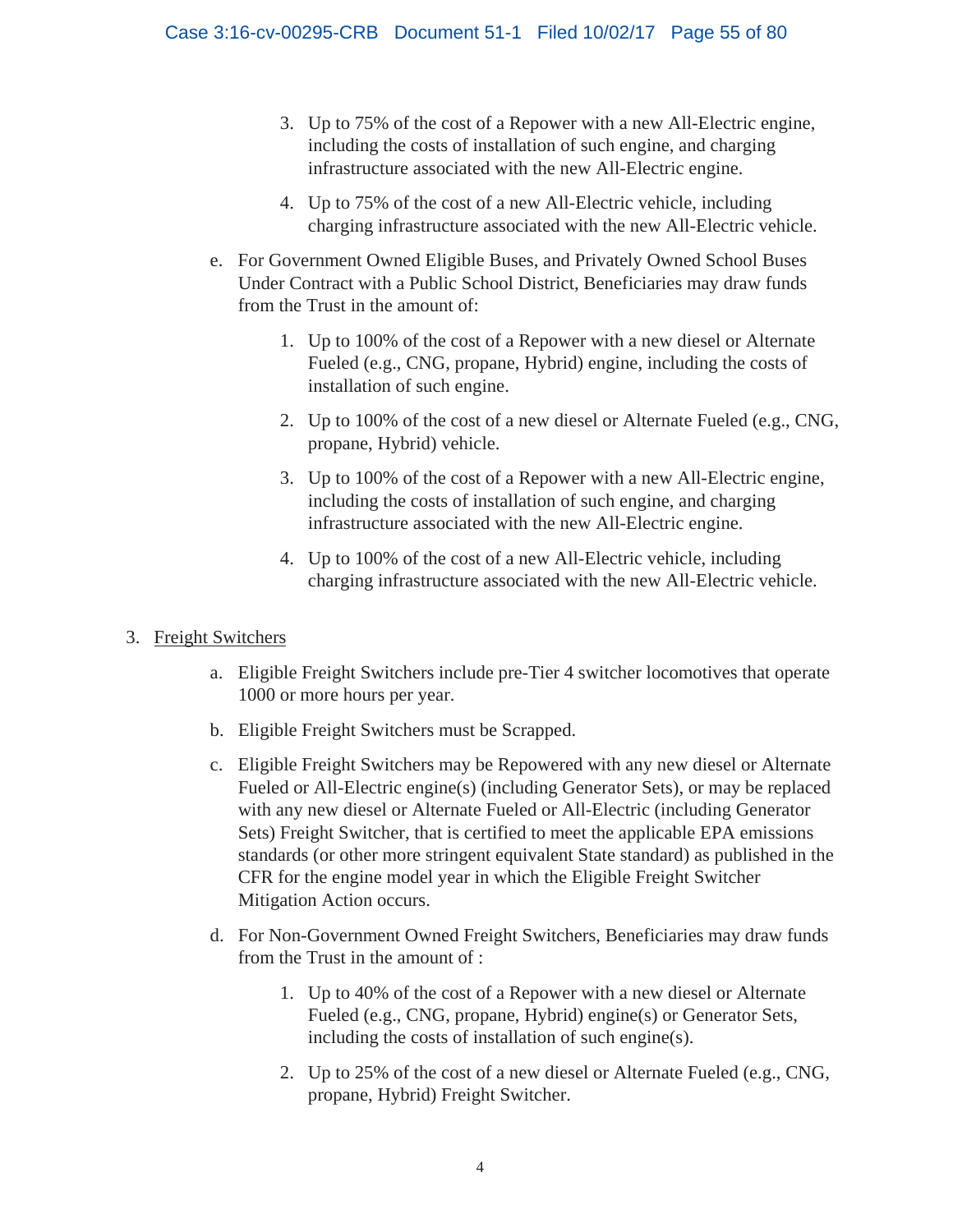3. Up to 75% of the cost of a Repower with a new All-Electric engine, including the costs of installation of such engine, and charging infrastructure associated with the new All-Electric engine.

4. Up to 75% of the cost of a new All-Electric vehicle, including charging infrastructure associated with the new All-Electric vehicle.

e. For Government Owned Eligible Buses, and Privately Owned School Buses Under Contract with a Public School District, Beneficiaries may draw funds from the Trust in the amount of:

1. Up to 100% of the cost of a Repower with a new diesel or Alternate Fueled (e.g., CNG, propane, Hybrid) engine, including the costs of installation of such engine.

2. Up to 100% of the cost of a new diesel or Alternate Fueled (e.g., CNG, propane, Hybrid) vehicle.

3. Up to 100% of the cost of a Repower with a new All-Electric engine, including the costs of installation of such engine, and charging infrastructure associated with the new All-Electric engine.

4. Up to 100% of the cost of a new All-Electric vehicle, including charging infrastructure associated with the new All-Electric vehicle.

3. Freight Switchers

a. Eligible Freight Switchers include pre-Tier 4 switcher locomotives that operate 1000 or more hours per year.

b. Eligible Freight Switchers must be Scrapped.

c. Eligible Freight Switchers may be Repowered with any new diesel or Alternate Fueled or All-Electric engine(s) (including Generator Sets), or may be replaced with any new diesel or Alternate Fueled or All-Electric (including Generator Sets) Freight Switcher, that is certified to meet the applicable EPA emissions standards (or other more stringent equivalent State standard) as published in the CFR for the engine model year in which the Eligible Freight Switcher Mitigation Action occurs.

d. For Non-Government Owned Freight Switchers, Beneficiaries may draw funds from the Trust in the amount of :

1. Up to 40% of the cost of a Repower with a new diesel or Alternate Fueled (e.g., CNG, propane, Hybrid) engine(s) or Generator Sets, including the costs of installation of such engine(s).

2. Up to 25% of the cost of a new diesel or Alternate Fueled (e.g., CNG, propane, Hybrid) Freight Switcher.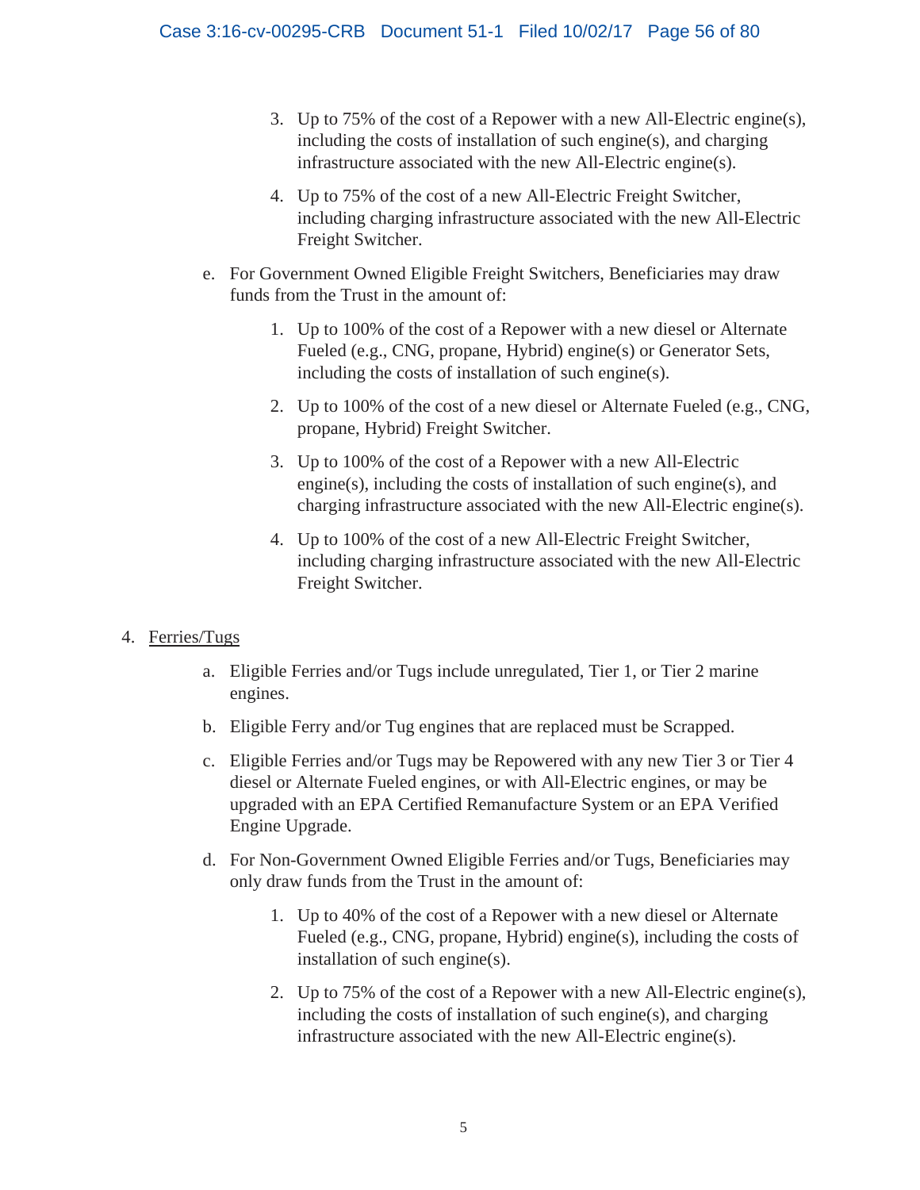3. Up to 75% of the cost of a Repower with a new All-Electric engine(s), including the costs of installation of such engine(s), and charging infrastructure associated with the new All-Electric engine(s).

4. Up to 75% of the cost of a new All-Electric Freight Switcher, including charging infrastructure associated with the new All-Electric Freight Switcher.

e. For Government Owned Eligible Freight Switchers, Beneficiaries may draw funds from the Trust in the amount of:

1. Up to 100% of the cost of a Repower with a new diesel or Alternate Fueled (e.g., CNG, propane, Hybrid) engine(s) or Generator Sets, including the costs of installation of such engine(s).

2. Up to 100% of the cost of a new diesel or Alternate Fueled (e.g., CNG, propane, Hybrid) Freight Switcher.

3. Up to 100% of the cost of a Repower with a new All-Electric engine(s), including the costs of installation of such engine(s), and charging infrastructure associated with the new All-Electric engine(s).

4. Up to 100% of the cost of a new All-Electric Freight Switcher, including charging infrastructure associated with the new All-Electric Freight Switcher.

4. <u>Ferries/Tugs</u>

a. Eligible Ferries and/or Tugs include unregulated, Tier 1, or Tier 2 marine engines.

b. Eligible Ferry and/or Tug engines that are replaced must be Scrapped.

c. Eligible Ferries and/or Tugs may be Repowered with any new Tier 3 or Tier 4 diesel or Alternate Fueled engines, or with All-Electric engines, or may be upgraded with an EPA Certified Remanufacture System or an EPA Verified Engine Upgrade.

d. For Non-Government Owned Eligible Ferries and/or Tugs, Beneficiaries may only draw funds from the Trust in the amount of:

1. Up to 40% of the cost of a Repower with a new diesel or Alternate Fueled (e.g., CNG, propane, Hybrid) engine(s), including the costs of installation of such engine(s).

2. Up to 75% of the cost of a Repower with a new All-Electric engine(s), including the costs of installation of such engine(s), and charging infrastructure associated with the new All-Electric engine(s).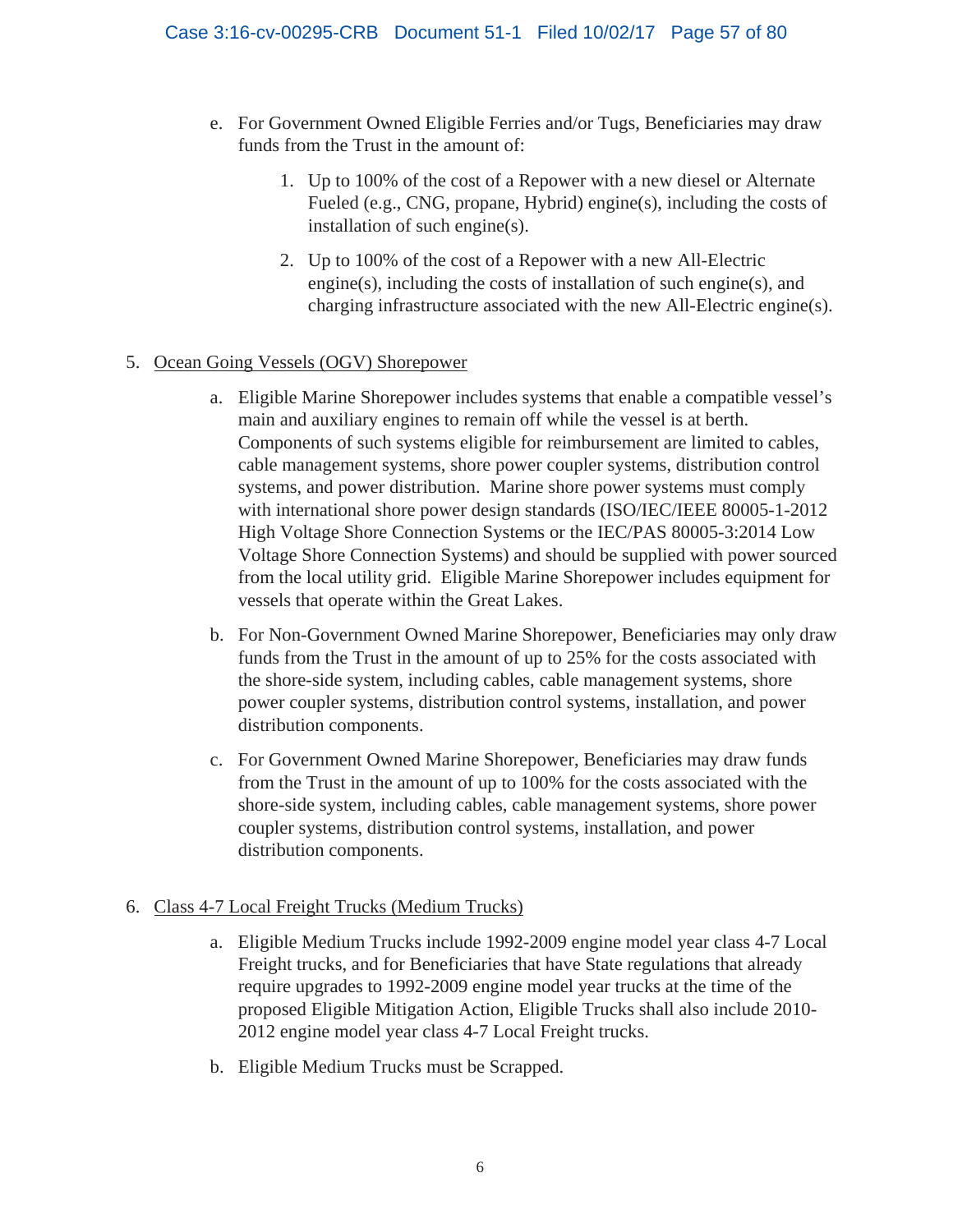e. For Government Owned Eligible Ferries and/or Tugs, Beneficiaries may draw funds from the Trust in the amount of:

   1. Up to 100% of the cost of a Repower with a new diesel or Alternate Fueled (e.g., CNG, propane, Hybrid) engine(s), including the costs of installation of such engine(s).

   2. Up to 100% of the cost of a Repower with a new All-Electric engine(s), including the costs of installation of such engine(s), and charging infrastructure associated with the new All-Electric engine(s).

5. <u>Ocean Going Vessels (OGV) Shorepower</u>

   a. Eligible Marine Shorepower includes systems that enable a compatible vessel's main and auxiliary engines to remain off while the vessel is at berth. Components of such systems eligible for reimbursement are limited to cables, cable management systems, shore power coupler systems, distribution control systems, and power distribution. Marine shore power systems must comply with international shore power design standards (ISO/IEC/IEEE 80005-1-2012 High Voltage Shore Connection Systems or the IEC/PAS 80005-3:2014 Low Voltage Shore Connection Systems) and should be supplied with power sourced from the local utility grid. Eligible Marine Shorepower includes equipment for vessels that operate within the Great Lakes.

   b. For Non-Government Owned Marine Shorepower, Beneficiaries may only draw funds from the Trust in the amount of up to 25% for the costs associated with the shore-side system, including cables, cable management systems, shore power coupler systems, distribution control systems, installation, and power distribution components.

   c. For Government Owned Marine Shorepower, Beneficiaries may draw funds from the Trust in the amount of up to 100% for the costs associated with the shore-side system, including cables, cable management systems, shore power coupler systems, distribution control systems, installation, and power distribution components.

6. <u>Class 4-7 Local Freight Trucks (Medium Trucks)</u>

   a. Eligible Medium Trucks include 1992-2009 engine model year class 4-7 Local Freight trucks, and for Beneficiaries that have State regulations that already require upgrades to 1992-2009 engine model year trucks at the time of the proposed Eligible Mitigation Action, Eligible Trucks shall also include 2010-2012 engine model year class 4-7 Local Freight trucks.

   b. Eligible Medium Trucks must be Scrapped.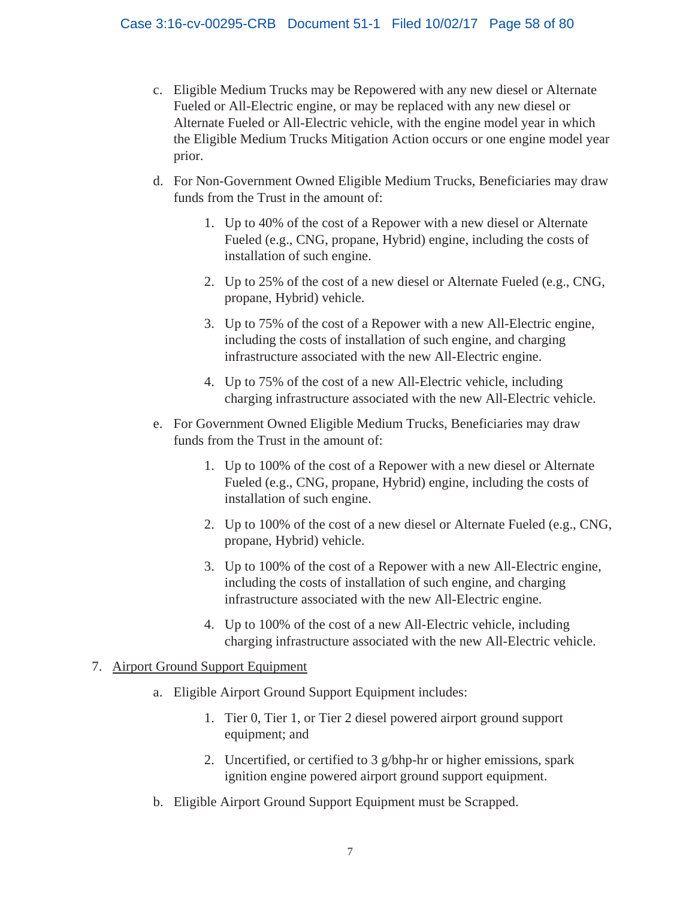c. Eligible Medium Trucks may be Repowered with any new diesel or Alternate Fueled or All-Electric engine, or may be replaced with any new diesel or Alternate Fueled or All-Electric vehicle, with the engine model year in which the Eligible Medium Trucks Mitigation Action occurs or one engine model year prior.

d. For Non-Government Owned Eligible Medium Trucks, Beneficiaries may draw funds from the Trust in the amount of:

   1. Up to 40% of the cost of a Repower with a new diesel or Alternate Fueled (e.g., CNG, propane, Hybrid) engine, including the costs of installation of such engine.

   2. Up to 25% of the cost of a new diesel or Alternate Fueled (e.g., CNG, propane, Hybrid) vehicle.

   3. Up to 75% of the cost of a Repower with a new All-Electric engine, including the costs of installation of such engine, and charging infrastructure associated with the new All-Electric engine.

   4. Up to 75% of the cost of a new All-Electric vehicle, including charging infrastructure associated with the new All-Electric vehicle.

e. For Government Owned Eligible Medium Trucks, Beneficiaries may draw funds from the Trust in the amount of:

   1. Up to 100% of the cost of a Repower with a new diesel or Alternate Fueled (e.g., CNG, propane, Hybrid) engine, including the costs of installation of such engine.

   2. Up to 100% of the cost of a new diesel or Alternate Fueled (e.g., CNG, propane, Hybrid) vehicle.

   3. Up to 100% of the cost of a Repower with a new All-Electric engine, including the costs of installation of such engine, and charging infrastructure associated with the new All-Electric engine.

   4. Up to 100% of the cost of a new All-Electric vehicle, including charging infrastructure associated with the new All-Electric vehicle.

7. Airport Ground Support Equipment

   a. Eligible Airport Ground Support Equipment includes:

      1. Tier 0, Tier 1, or Tier 2 diesel powered airport ground support equipment; and

      2. Uncertified, or certified to 3 g/bhp-hr or higher emissions, spark ignition engine powered airport ground support equipment.

   b. Eligible Airport Ground Support Equipment must be Scrapped.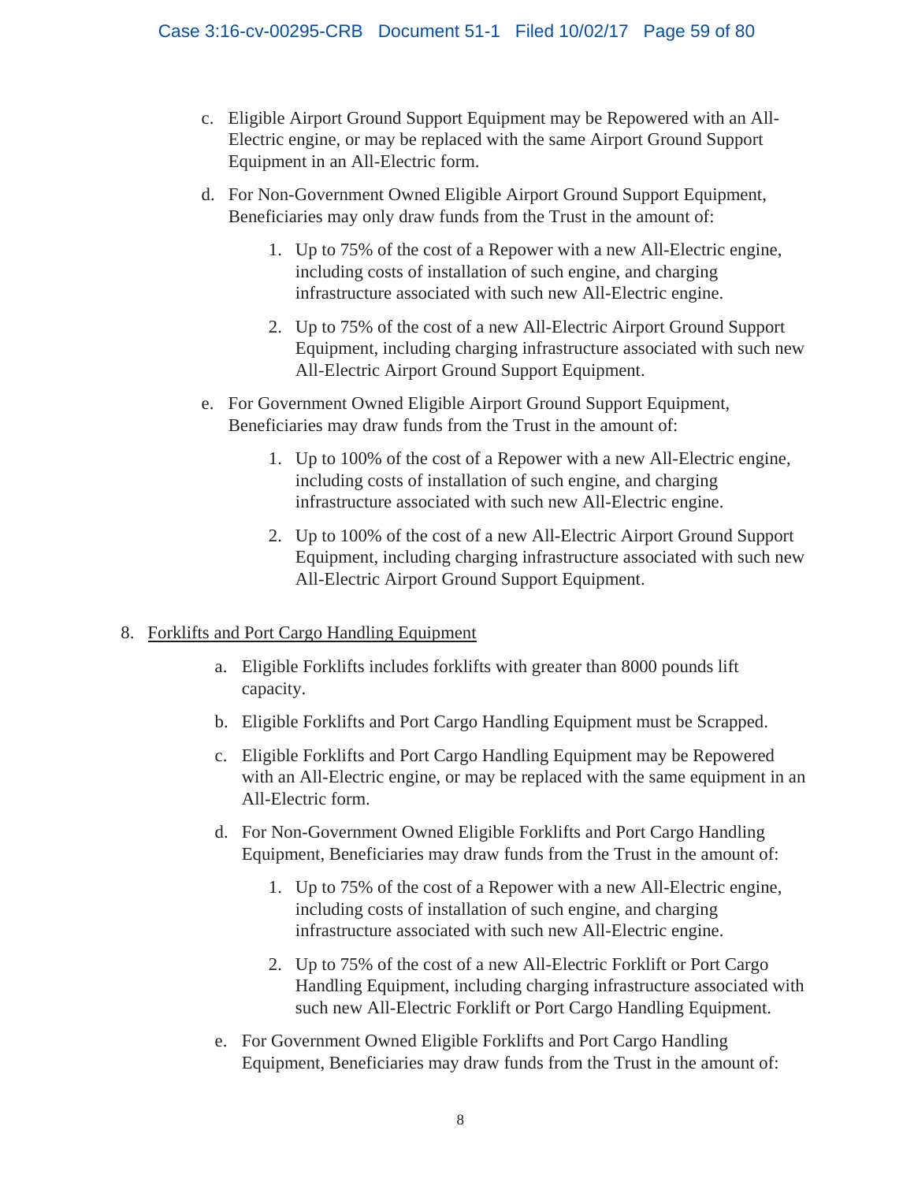c. Eligible Airport Ground Support Equipment may be Repowered with an All-Electric engine, or may be replaced with the same Airport Ground Support Equipment in an All-Electric form.

d. For Non-Government Owned Eligible Airport Ground Support Equipment, Beneficiaries may only draw funds from the Trust in the amount of:

   1. Up to 75% of the cost of a Repower with a new All-Electric engine, including costs of installation of such engine, and charging infrastructure associated with such new All-Electric engine.

   2. Up to 75% of the cost of a new All-Electric Airport Ground Support Equipment, including charging infrastructure associated with such new All-Electric Airport Ground Support Equipment.

e. For Government Owned Eligible Airport Ground Support Equipment, Beneficiaries may draw funds from the Trust in the amount of:

   1. Up to 100% of the cost of a Repower with a new All-Electric engine, including costs of installation of such engine, and charging infrastructure associated with such new All-Electric engine.

   2. Up to 100% of the cost of a new All-Electric Airport Ground Support Equipment, including charging infrastructure associated with such new All-Electric Airport Ground Support Equipment.

8. <u>Forklifts and Port Cargo Handling Equipment</u>

   a. Eligible Forklifts includes forklifts with greater than 8000 pounds lift capacity.

   b. Eligible Forklifts and Port Cargo Handling Equipment must be Scrapped.

   c. Eligible Forklifts and Port Cargo Handling Equipment may be Repowered with an All-Electric engine, or may be replaced with the same equipment in an All-Electric form.

   d. For Non-Government Owned Eligible Forklifts and Port Cargo Handling Equipment, Beneficiaries may draw funds from the Trust in the amount of:

      1. Up to 75% of the cost of a Repower with a new All-Electric engine, including costs of installation of such engine, and charging infrastructure associated with such new All-Electric engine.

      2. Up to 75% of the cost of a new All-Electric Forklift or Port Cargo Handling Equipment, including charging infrastructure associated with such new All-Electric Forklift or Port Cargo Handling Equipment.

   e. For Government Owned Eligible Forklifts and Port Cargo Handling Equipment, Beneficiaries may draw funds from the Trust in the amount of: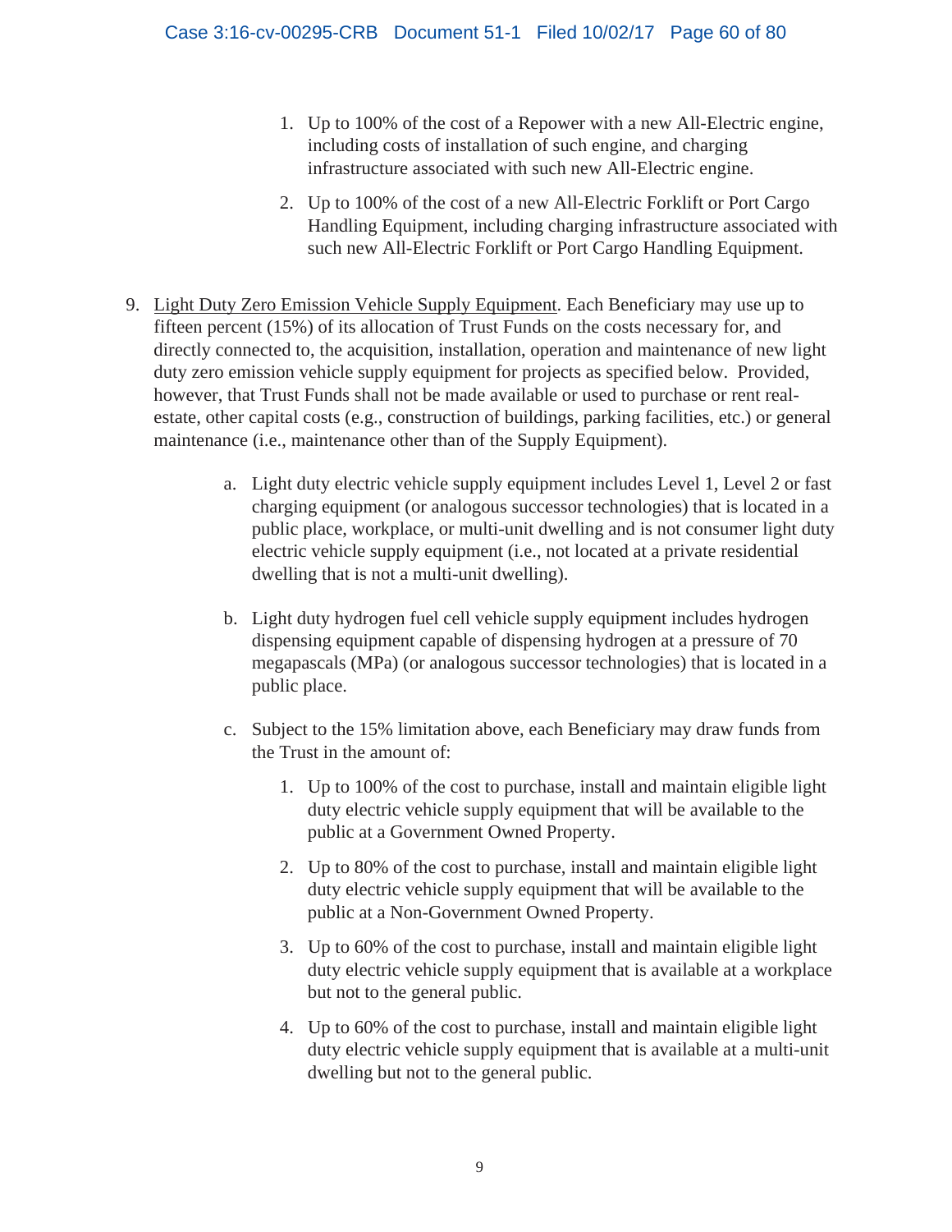1. Up to 100% of the cost of a Repower with a new All-Electric engine, including costs of installation of such engine, and charging infrastructure associated with such new All-Electric engine.

2. Up to 100% of the cost of a new All-Electric Forklift or Port Cargo Handling Equipment, including charging infrastructure associated with such new All-Electric Forklift or Port Cargo Handling Equipment.

9. <u>Light Duty Zero Emission Vehicle Supply Equipment</u>. Each Beneficiary may use up to fifteen percent (15%) of its allocation of Trust Funds on the costs necessary for, and directly connected to, the acquisition, installation, operation and maintenance of new light duty zero emission vehicle supply equipment for projects as specified below. Provided, however, that Trust Funds shall not be made available or used to purchase or rent real-estate, other capital costs (e.g., construction of buildings, parking facilities, etc.) or general maintenance (i.e., maintenance other than of the Supply Equipment).

   a. Light duty electric vehicle supply equipment includes Level 1, Level 2 or fast charging equipment (or analogous successor technologies) that is located in a public place, workplace, or multi-unit dwelling and is not consumer light duty electric vehicle supply equipment (i.e., not located at a private residential dwelling that is not a multi-unit dwelling).

   b. Light duty hydrogen fuel cell vehicle supply equipment includes hydrogen dispensing equipment capable of dispensing hydrogen at a pressure of 70 megapascals (MPa) (or analogous successor technologies) that is located in a public place.

   c. Subject to the 15% limitation above, each Beneficiary may draw funds from the Trust in the amount of:

      1. Up to 100% of the cost to purchase, install and maintain eligible light duty electric vehicle supply equipment that will be available to the public at a Government Owned Property.

      2. Up to 80% of the cost to purchase, install and maintain eligible light duty electric vehicle supply equipment that will be available to the public at a Non-Government Owned Property.

      3. Up to 60% of the cost to purchase, install and maintain eligible light duty electric vehicle supply equipment that is available at a workplace but not to the general public.

      4. Up to 60% of the cost to purchase, install and maintain eligible light duty electric vehicle supply equipment that is available at a multi-unit dwelling but not to the general public.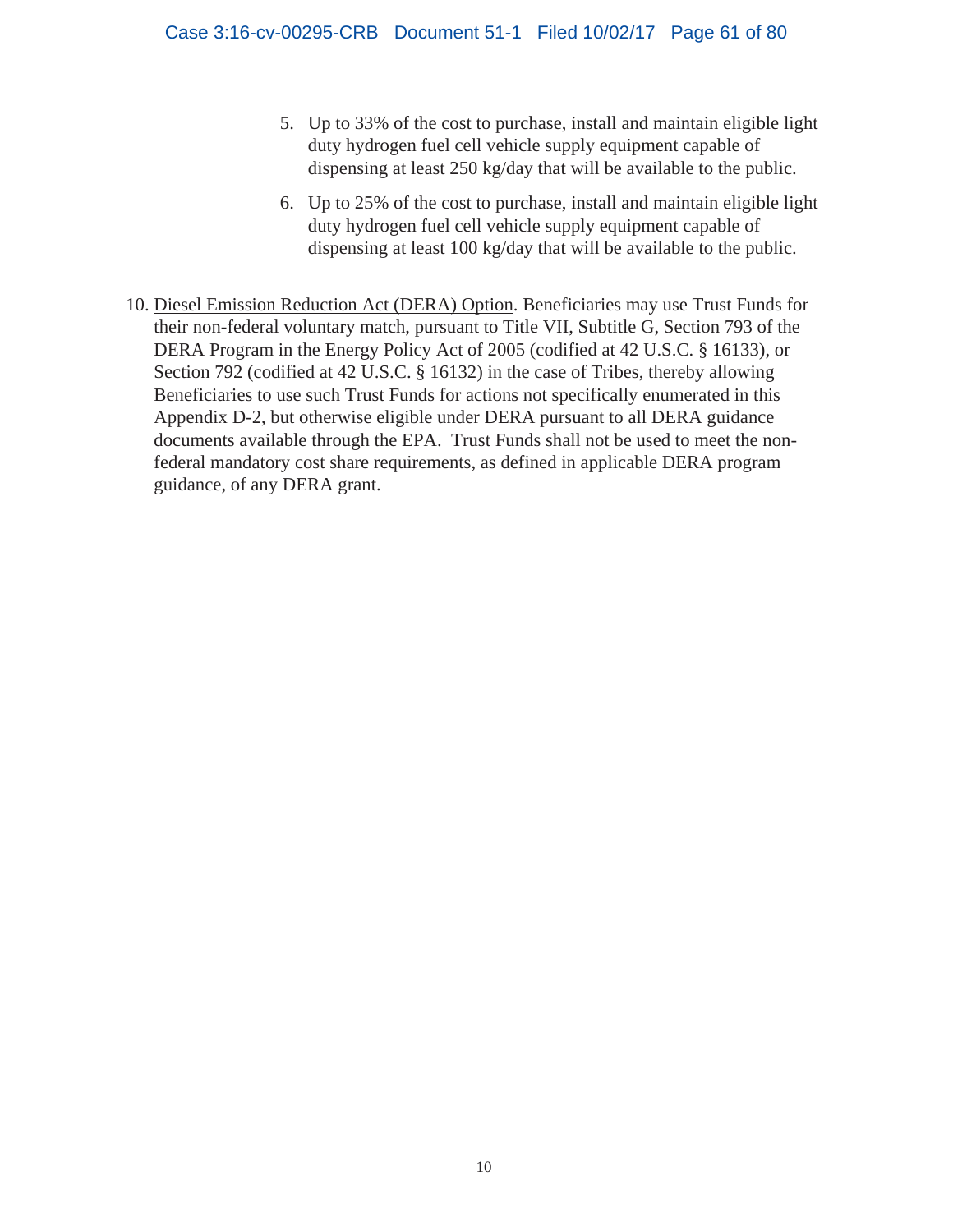5. Up to 33% of the cost to purchase, install and maintain eligible light duty hydrogen fuel cell vehicle supply equipment capable of dispensing at least 250 kg/day that will be available to the public.

6. Up to 25% of the cost to purchase, install and maintain eligible light duty hydrogen fuel cell vehicle supply equipment capable of dispensing at least 100 kg/day that will be available to the public.

10. <u>Diesel Emission Reduction Act (DERA) Option</u>. Beneficiaries may use Trust Funds for their non-federal voluntary match, pursuant to Title VII, Subtitle G, Section 793 of the DERA Program in the Energy Policy Act of 2005 (codified at 42 U.S.C. § 16133), or Section 792 (codified at 42 U.S.C. § 16132) in the case of Tribes, thereby allowing Beneficiaries to use such Trust Funds for actions not specifically enumerated in this Appendix D-2, but otherwise eligible under DERA pursuant to all DERA guidance documents available through the EPA. Trust Funds shall not be used to meet the non-federal mandatory cost share requirements, as defined in applicable DERA program guidance, of any DERA grant.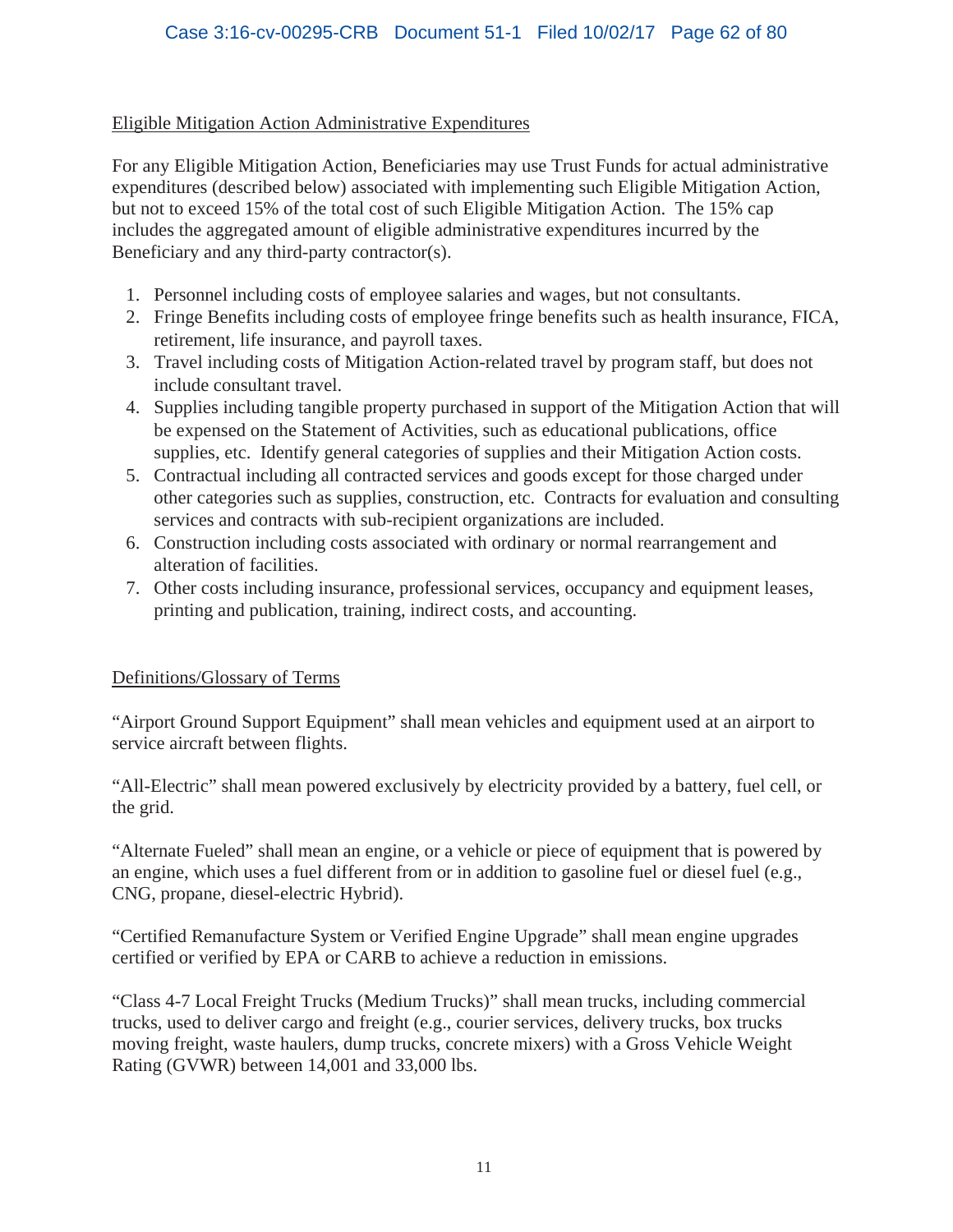<u>Eligible Mitigation Action Administrative Expenditures</u>

For any Eligible Mitigation Action, Beneficiaries may use Trust Funds for actual administrative expenditures (described below) associated with implementing such Eligible Mitigation Action, but not to exceed 15% of the total cost of such Eligible Mitigation Action. The 15% cap includes the aggregated amount of eligible administrative expenditures incurred by the Beneficiary and any third-party contractor(s).

1. Personnel including costs of employee salaries and wages, but not consultants.
2. Fringe Benefits including costs of employee fringe benefits such as health insurance, FICA, retirement, life insurance, and payroll taxes.
3. Travel including costs of Mitigation Action-related travel by program staff, but does not include consultant travel.
4. Supplies including tangible property purchased in support of the Mitigation Action that will be expensed on the Statement of Activities, such as educational publications, office supplies, etc. Identify general categories of supplies and their Mitigation Action costs.
5. Contractual including all contracted services and goods except for those charged under other categories such as supplies, construction, etc. Contracts for evaluation and consulting services and contracts with sub-recipient organizations are included.
6. Construction including costs associated with ordinary or normal rearrangement and alteration of facilities.
7. Other costs including insurance, professional services, occupancy and equipment leases, printing and publication, training, indirect costs, and accounting.

<u>Definitions/Glossary of Terms</u>

"Airport Ground Support Equipment" shall mean vehicles and equipment used at an airport to service aircraft between flights.

"All-Electric" shall mean powered exclusively by electricity provided by a battery, fuel cell, or the grid.

"Alternate Fueled" shall mean an engine, or a vehicle or piece of equipment that is powered by an engine, which uses a fuel different from or in addition to gasoline fuel or diesel fuel (e.g., CNG, propane, diesel-electric Hybrid).

"Certified Remanufacture System or Verified Engine Upgrade" shall mean engine upgrades certified or verified by EPA or CARB to achieve a reduction in emissions.

"Class 4-7 Local Freight Trucks (Medium Trucks)" shall mean trucks, including commercial trucks, used to deliver cargo and freight (e.g., courier services, delivery trucks, box trucks moving freight, waste haulers, dump trucks, concrete mixers) with a Gross Vehicle Weight Rating (GVWR) between 14,001 and 33,000 lbs.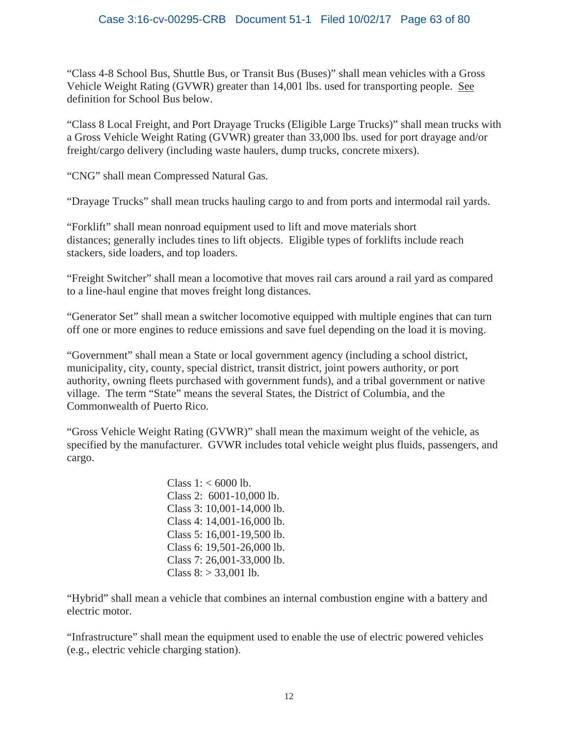"Class 4-8 School Bus, Shuttle Bus, or Transit Bus (Buses)" shall mean vehicles with a Gross Vehicle Weight Rating (GVWR) greater than 14,001 lbs. used for transporting people. See definition for School Bus below.

"Class 8 Local Freight, and Port Drayage Trucks (Eligible Large Trucks)" shall mean trucks with a Gross Vehicle Weight Rating (GVWR) greater than 33,000 lbs. used for port drayage and/or freight/cargo delivery (including waste haulers, dump trucks, concrete mixers).

"CNG" shall mean Compressed Natural Gas.

"Drayage Trucks" shall mean trucks hauling cargo to and from ports and intermodal rail yards.

"Forklift" shall mean nonroad equipment used to lift and move materials short distances; generally includes tines to lift objects. Eligible types of forklifts include reach stackers, side loaders, and top loaders.

"Freight Switcher" shall mean a locomotive that moves rail cars around a rail yard as compared to a line-haul engine that moves freight long distances.

"Generator Set" shall mean a switcher locomotive equipped with multiple engines that can turn off one or more engines to reduce emissions and save fuel depending on the load it is moving.

"Government" shall mean a State or local government agency (including a school district, municipality, city, county, special district, transit district, joint powers authority, or port authority, owning fleets purchased with government funds), and a tribal government or native village. The term "State" means the several States, the District of Columbia, and the Commonwealth of Puerto Rico.

"Gross Vehicle Weight Rating (GVWR)" shall mean the maximum weight of the vehicle, as specified by the manufacturer. GVWR includes total vehicle weight plus fluids, passengers, and cargo.

Class 1: < 6000 lb.
Class 2: 6001-10,000 lb.
Class 3: 10,001-14,000 lb.
Class 4: 14,001-16,000 lb.
Class 5: 16,001-19,500 lb.
Class 6: 19,501-26,000 lb.
Class 7: 26,001-33,000 lb.
Class 8: > 33,001 lb.

"Hybrid" shall mean a vehicle that combines an internal combustion engine with a battery and electric motor.

"Infrastructure" shall mean the equipment used to enable the use of electric powered vehicles (e.g., electric vehicle charging station).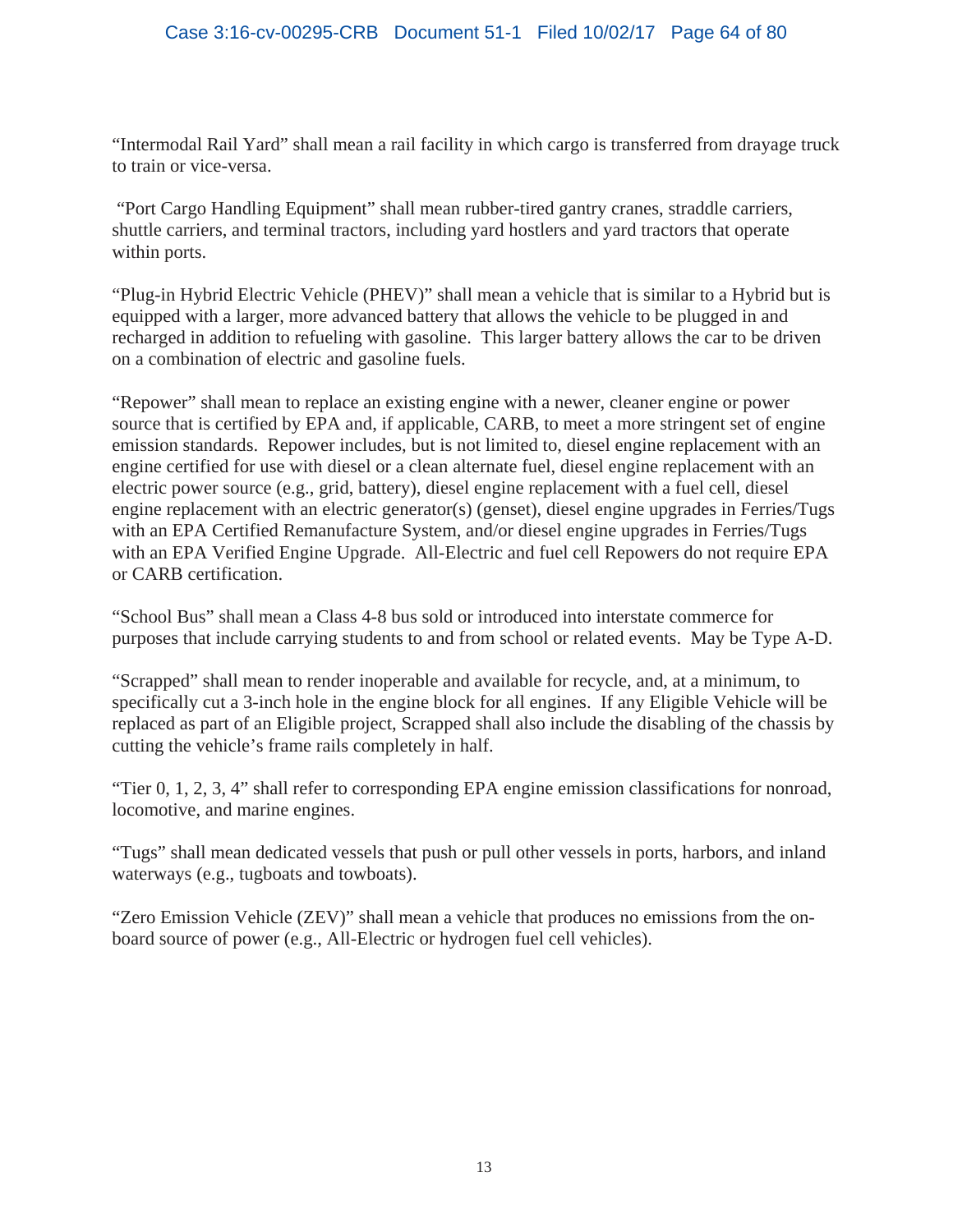"Intermodal Rail Yard" shall mean a rail facility in which cargo is transferred from drayage truck to train or vice-versa.

"Port Cargo Handling Equipment" shall mean rubber-tired gantry cranes, straddle carriers, shuttle carriers, and terminal tractors, including yard hostlers and yard tractors that operate within ports.

"Plug-in Hybrid Electric Vehicle (PHEV)" shall mean a vehicle that is similar to a Hybrid but is equipped with a larger, more advanced battery that allows the vehicle to be plugged in and recharged in addition to refueling with gasoline. This larger battery allows the car to be driven on a combination of electric and gasoline fuels.

"Repower" shall mean to replace an existing engine with a newer, cleaner engine or power source that is certified by EPA and, if applicable, CARB, to meet a more stringent set of engine emission standards. Repower includes, but is not limited to, diesel engine replacement with an engine certified for use with diesel or a clean alternate fuel, diesel engine replacement with an electric power source (e.g., grid, battery), diesel engine replacement with a fuel cell, diesel engine replacement with an electric generator(s) (genset), diesel engine upgrades in Ferries/Tugs with an EPA Certified Remanufacture System, and/or diesel engine upgrades in Ferries/Tugs with an EPA Verified Engine Upgrade. All-Electric and fuel cell Repowers do not require EPA or CARB certification.

"School Bus" shall mean a Class 4-8 bus sold or introduced into interstate commerce for purposes that include carrying students to and from school or related events. May be Type A-D.

"Scrapped" shall mean to render inoperable and available for recycle, and, at a minimum, to specifically cut a 3-inch hole in the engine block for all engines. If any Eligible Vehicle will be replaced as part of an Eligible project, Scrapped shall also include the disabling of the chassis by cutting the vehicle's frame rails completely in half.

"Tier 0, 1, 2, 3, 4" shall refer to corresponding EPA engine emission classifications for nonroad, locomotive, and marine engines.

"Tugs" shall mean dedicated vessels that push or pull other vessels in ports, harbors, and inland waterways (e.g., tugboats and towboats).

"Zero Emission Vehicle (ZEV)" shall mean a vehicle that produces no emissions from the on-board source of power (e.g., All-Electric or hydrogen fuel cell vehicles).